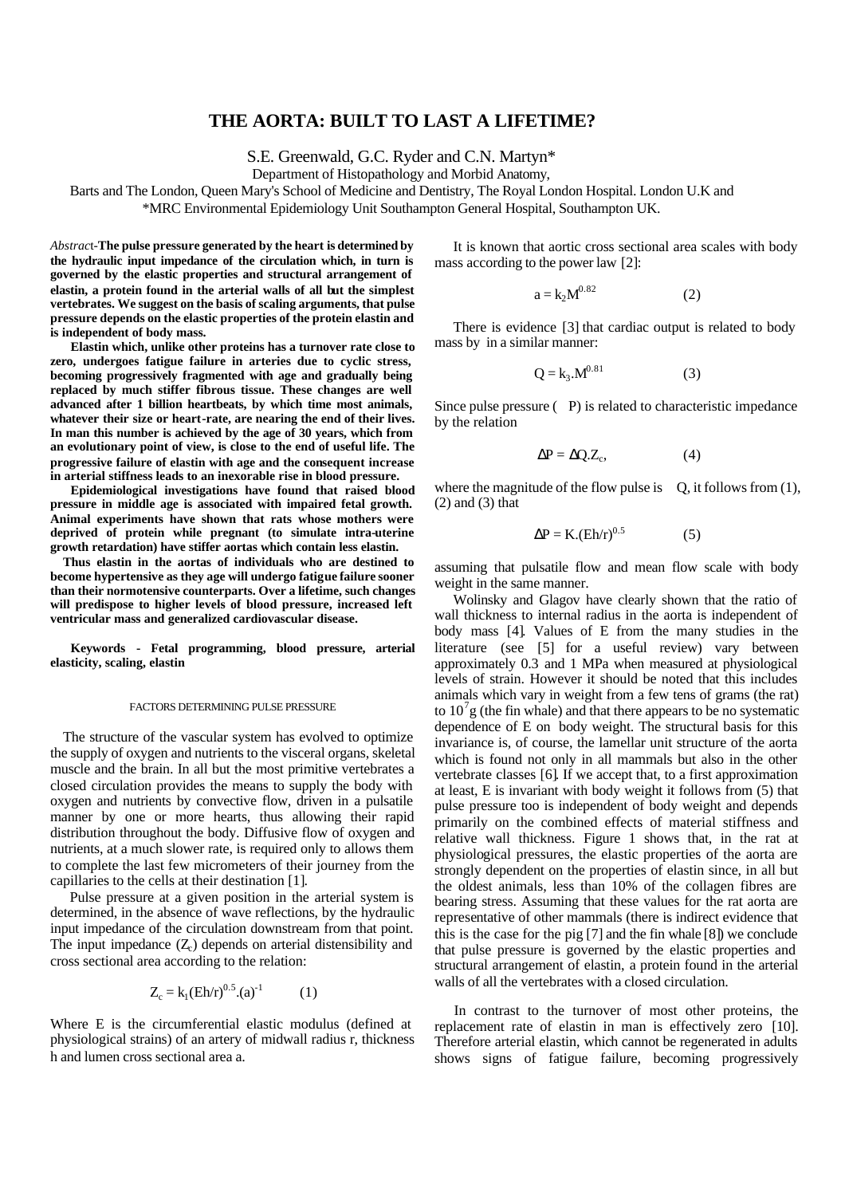# THE AORTA: BUILT TO LAST A LIFETIME?

S.E. Greenwald, G.C. Ryder and C.N. Martyn*

Department of Histopathology and Morbid Anatomy,

Barts and The London, Queen Mary's School of Medicine and Dentistry, The Royal London Hospital. London U.K and

*MRC Environmental Epidemiology Unit Southampton General Hospital, Southampton UK.

*Abstract*-**The pulse pressure generated by the heart is determined by the hydraulic input impedance of the circulation which, in turn is governed by the elastic properties and structural arrangement of elastin, a protein found in the arterial walls of all but the simplest vertebrates. We suggest on the basis of scaling arguments, that pulse pressure depends on the elastic properties of the protein elastin and is independent of body mass.**

**Elastin which, unlike other proteins has a turnover rate close to zero, undergoes fatigue failure in arteries due to cyclic stress, becoming progressively fragmented with age and gradually being replaced by much stiffer fibrous tissue. These changes are well advanced after 1 billion heartbeats, by which time most animals, whatever their size or heart-rate, are nearing the end of their lives. In man this number is achieved by the age of 30 years, which from an evolutionary point of view, is close to the end of useful life. The progressive failure of elastin with age and the consequent increase in arterial stiffness leads to an inexorable rise in blood pressure.**

**Epidemiological investigations have found that raised blood pressure in middle age is associated with impaired fetal growth. Animal experiments have shown that rats whose mothers were deprived of protein while pregnant (to simulate intra-uterine growth retardation) have stiffer aortas which contain less elastin.**

**Thus elastin in the aortas of individuals who are destined to become hypertensive as they age will undergo fatigue failure sooner than their normotensive counterparts. Over a lifetime, such changes will predispose to higher levels of blood pressure, increased left ventricular mass and generalized cardiovascular disease.**

**Keywords - Fetal programming, blood pressure, arterial elasticity, scaling, elastin**

## FACTORS DETERMINING PULSE PRESSURE

The structure of the vascular system has evolved to optimize the supply of oxygen and nutrients to the visceral organs, skeletal muscle and the brain. In all but the most primitive vertebrates a closed circulation provides the means to supply the body with oxygen and nutrients by convective flow, driven in a pulsatile manner by one or more hearts, thus allowing their rapid distribution throughout the body. Diffusive flow of oxygen and nutrients, at a much slower rate, is required only to allows them to complete the last few micrometers of their journey from the capillaries to the cells at their destination [1].

Pulse pressure at a given position in the arterial system is determined, in the absence of wave reflections, by the hydraulic input impedance of the circulation downstream from that point. The input impedance ($Z_c$) depends on arterial distensibility and cross sectional area according to the relation:

$$Z_c = k_1(Eh/r)^{0.5}.(a)^{-1} \qquad (1)$$

Where E is the circumferential elastic modulus (defined at physiological strains) of an artery of midwall radius r, thickness h and lumen cross sectional area a.

It is known that aortic cross sectional area scales with body mass according to the power law [2]:

$$a = k_2 M^{0.82} \qquad (2)$$

There is evidence [3] that cardiac output is related to body mass by in a similar manner:

$$Q = k_3.M^{0.81} \qquad (3)$$

Since pulse pressure ($\Delta$P) is related to characteristic impedance by the relation

$$\Delta P = \Delta Q.Z_c, \qquad (4)$$

where the magnitude of the flow pulse is $\Delta$Q, it follows from (1), (2) and (3) that

$$\Delta P = K.(Eh/r)^{0.5} \qquad (5)$$

assuming that pulsatile flow and mean flow scale with body weight in the same manner.

Wolinsky and Glagov have clearly shown that the ratio of wall thickness to internal radius in the aorta is independent of body mass [4]. Values of E from the many studies in the literature (see [5] for a useful review) vary between approximately 0.3 and 1 MPa when measured at physiological levels of strain. However it should be noted that this includes animals which vary in weight from a few tens of grams (the rat) to $10^7$g (the fin whale) and that there appears to be no systematic dependence of E on body weight. The structural basis for this invariance is, of course, the lamellar unit structure of the aorta which is found not only in all mammals but also in the other vertebrate classes [6]. If we accept that, to a first approximation at least, E is invariant with body weight it follows from (5) that pulse pressure too is independent of body weight and depends primarily on the combined effects of material stiffness and relative wall thickness. Figure 1 shows that, in the rat at physiological pressures, the elastic properties of the aorta are strongly dependent on the properties of elastin since, in all but the oldest animals, less than 10% of the collagen fibres are bearing stress. Assuming that these values for the rat aorta are representative of other mammals (there is indirect evidence that this is the case for the pig [7] and the fin whale [8]) we conclude that pulse pressure is governed by the elastic properties and structural arrangement of elastin, a protein found in the arterial walls of all the vertebrates with a closed circulation.

In contrast to the turnover of most other proteins, the replacement rate of elastin in man is effectively zero [10]. Therefore arterial elastin, which cannot be regenerated in adults shows signs of fatigue failure, becoming progressively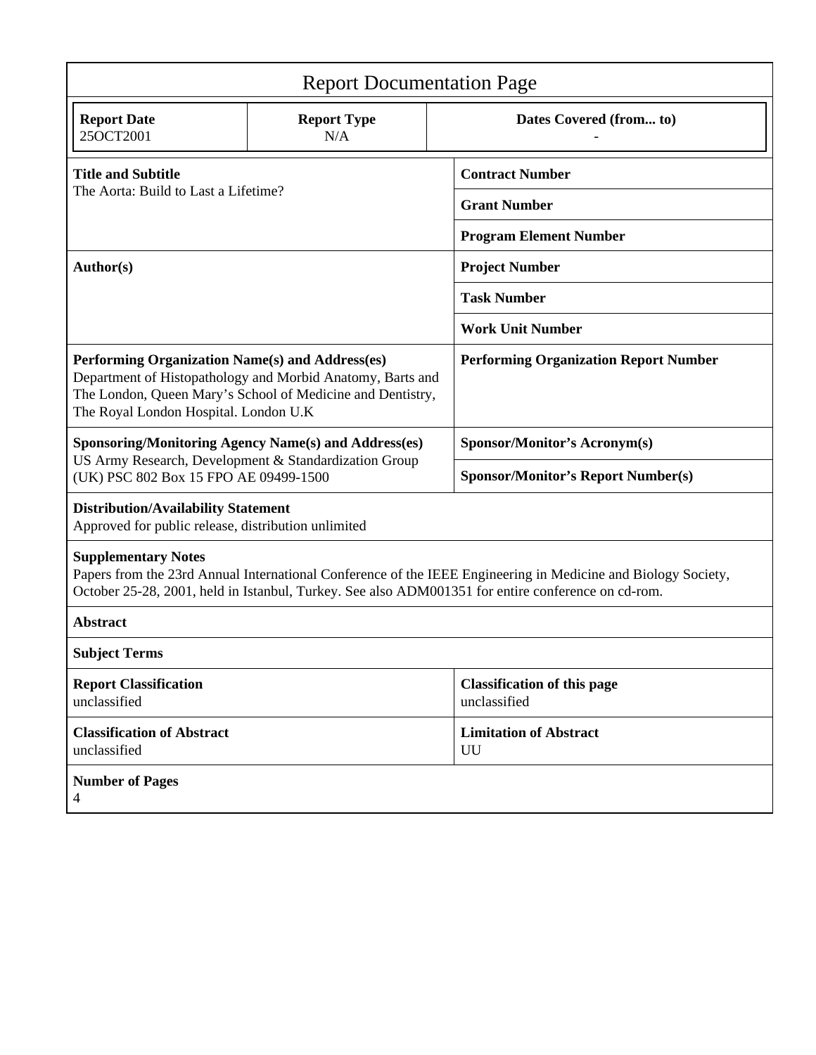# Report Documentation Page

| Report Date | Report Type | Dates Covered (from... to) |
|---|---|---|
| 25OCT2001 | N/A | - |

| | |
|---|---|
| **Title and Subtitle**<br>The Aorta: Build to Last a Lifetime? | **Contract Number** |
| | **Grant Number** |
| | **Program Element Number** |
| **Author(s)** | **Project Number** |
| | **Task Number** |
| | **Work Unit Number** |
| **Performing Organization Name(s) and Address(es)**<br>Department of Histopathology and Morbid Anatomy, Barts and The London, Queen Mary's School of Medicine and Dentistry, The Royal London Hospital. London U.K | **Performing Organization Report Number** |
| **Sponsoring/Monitoring Agency Name(s) and Address(es)**<br>US Army Research, Development & Standardization Group (UK) PSC 802 Box 15 FPO AE 09499-1500 | **Sponsor/Monitor's Acronym(s)** |
| | **Sponsor/Monitor's Report Number(s)** |

**Distribution/Availability Statement**
Approved for public release, distribution unlimited

**Supplementary Notes**
Papers from the 23rd Annual International Conference of the IEEE Engineering in Medicine and Biology Society, October 25-28, 2001, held in Istanbul, Turkey. See also ADM001351 for entire conference on cd-rom.

**Abstract**

**Subject Terms**

| | |
|---|---|
| **Report Classification**<br>unclassified | **Classification of this page**<br>unclassified |
| **Classification of Abstract**<br>unclassified | **Limitation of Abstract**<br>UU |

**Number of Pages**
4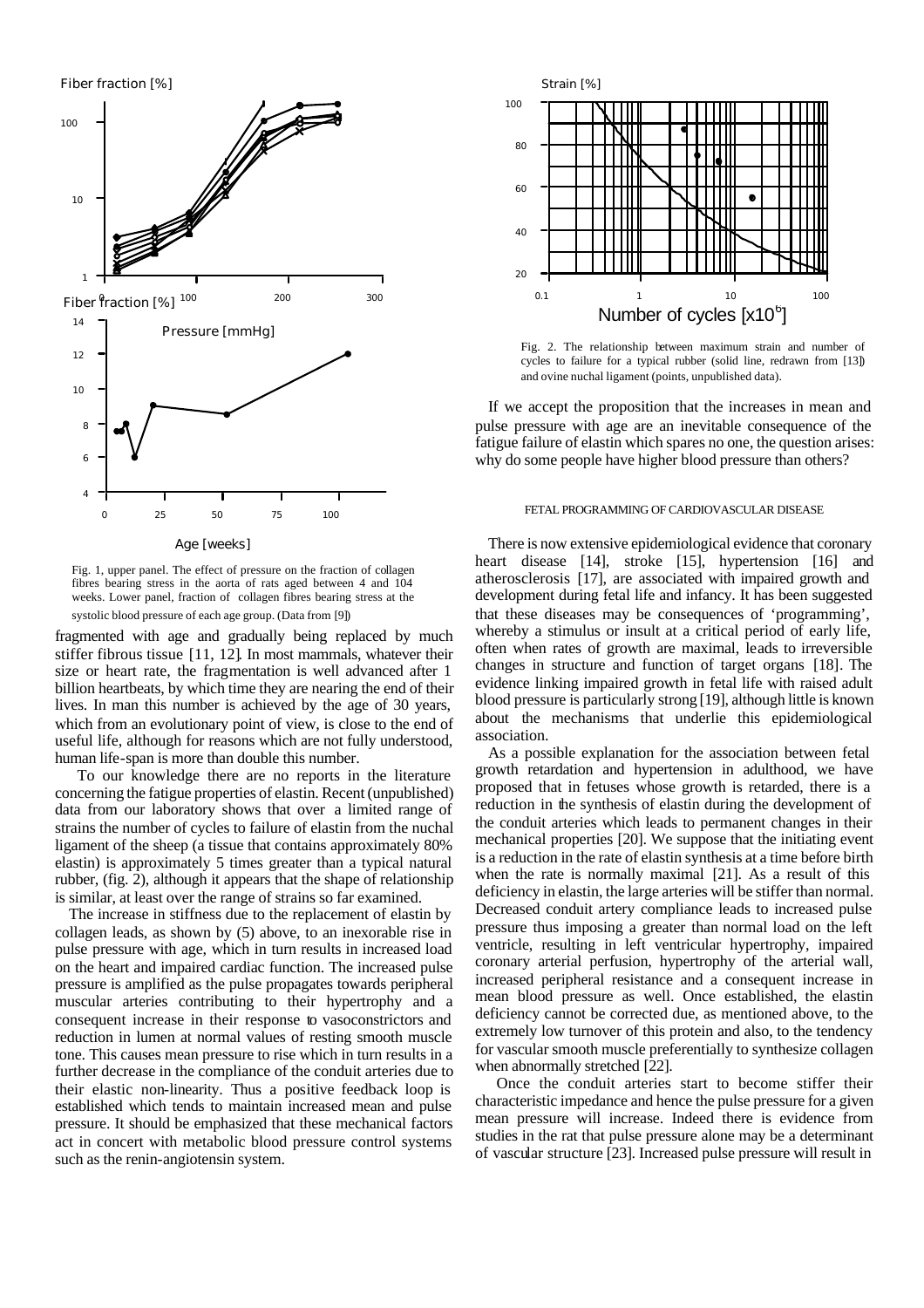Fig. 1, upper panel. The effect of pressure on the fraction of collagen fibres bearing stress in the aorta of rats aged between 4 and 104 weeks. Lower panel, fraction of collagen fibres bearing stress at the systolic blood pressure of each age group. (Data from [9])

fragmented with age and gradually being replaced by much stiffer fibrous tissue [11, 12]. In most mammals, whatever their size or heart rate, the fragmentation is well advanced after 1 billion heartbeats, by which time they are nearing the end of their lives. In man this number is achieved by the age of 30 years, which from an evolutionary point of view, is close to the end of useful life, although for reasons which are not fully understood, human life-span is more than double this number.

To our knowledge there are no reports in the literature concerning the fatigue properties of elastin. Recent (unpublished) data from our laboratory shows that over a limited range of strains the number of cycles to failure of elastin from the nuchal ligament of the sheep (a tissue that contains approximately 80% elastin) is approximately 5 times greater than a typical natural rubber, (fig. 2), although it appears that the shape of relationship is similar, at least over the range of strains so far examined.

The increase in stiffness due to the replacement of elastin by collagen leads, as shown by (5) above, to an inexorable rise in pulse pressure with age, which in turn results in increased load on the heart and impaired cardiac function. The increased pulse pressure is amplified as the pulse propagates towards peripheral muscular arteries contributing to their hypertrophy and a consequent increase in their response to vasoconstrictors and reduction in lumen at normal values of resting smooth muscle tone. This causes mean pressure to rise which in turn results in a further decrease in the compliance of the conduit arteries due to their elastic non-linearity. Thus a positive feedback loop is established which tends to maintain increased mean and pulse pressure. It should be emphasized that these mechanical factors act in concert with metabolic blood pressure control systems such as the renin-angiotensin system.

Fig. 2. The relationship between maximum strain and number of cycles to failure for a typical rubber (solid line, redrawn from [13]) and ovine nuchal ligament (points, unpublished data).

If we accept the proposition that the increases in mean and pulse pressure with age are an inevitable consequence of the fatigue failure of elastin which spares no one, the question arises: why do some people have higher blood pressure than others?

## FETAL PROGRAMMING OF CARDIOVASCULAR DISEASE

There is now extensive epidemiological evidence that coronary heart disease [14], stroke [15], hypertension [16] and atherosclerosis [17], are associated with impaired growth and development during fetal life and infancy. It has been suggested that these diseases may be consequences of 'programming', whereby a stimulus or insult at a critical period of early life, often when rates of growth are maximal, leads to irreversible changes in structure and function of target organs [18]. The evidence linking impaired growth in fetal life with raised adult blood pressure is particularly strong [19], although little is known about the mechanisms that underlie this epidemiological association.

As a possible explanation for the association between fetal growth retardation and hypertension in adulthood, we have proposed that in fetuses whose growth is retarded, there is a reduction in the synthesis of elastin during the development of the conduit arteries which leads to permanent changes in their mechanical properties [20]. We suppose that the initiating event is a reduction in the rate of elastin synthesis at a time before birth when the rate is normally maximal [21]. As a result of this deficiency in elastin, the large arteries will be stiffer than normal. Decreased conduit artery compliance leads to increased pulse pressure thus imposing a greater than normal load on the left ventricle, resulting in left ventricular hypertrophy, impaired coronary arterial perfusion, hypertrophy of the arterial wall, increased peripheral resistance and a consequent increase in mean blood pressure as well. Once established, the elastin deficiency cannot be corrected due, as mentioned above, to the extremely low turnover of this protein and also, to the tendency for vascular smooth muscle preferentially to synthesize collagen when abnormally stretched [22].

Once the conduit arteries start to become stiffer their characteristic impedance and hence the pulse pressure for a given mean pressure will increase. Indeed there is evidence from studies in the rat that pulse pressure alone may be a determinant of vascular structure [23]. Increased pulse pressure will result in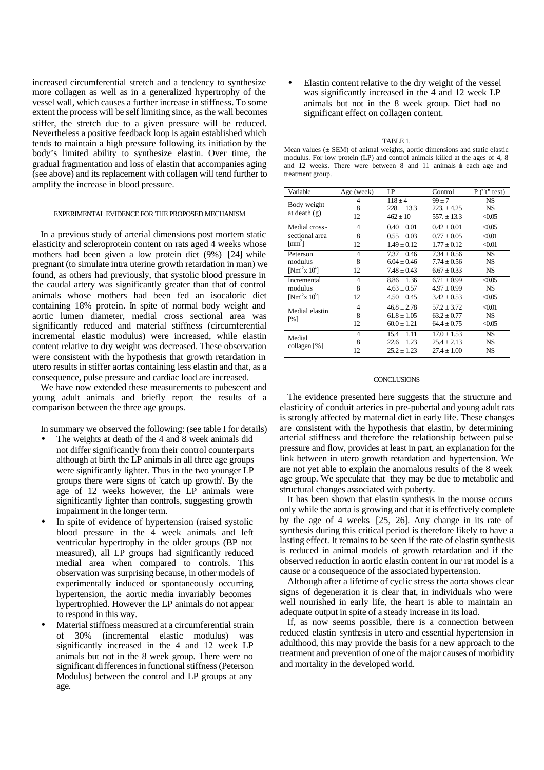increased circumferential stretch and a tendency to synthesize more collagen as well as in a generalized hypertrophy of the vessel wall, which causes a further increase in stiffness. To some extent the process will be self limiting since, as the wall becomes stiffer, the stretch due to a given pressure will be reduced. Nevertheless a positive feedback loop is again established which tends to maintain a high pressure following its initiation by the body's limited ability to synthesize elastin. Over time, the gradual fragmentation and loss of elastin that accompanies aging (see above) and its replacement with collagen will tend further to amplify the increase in blood pressure.

## EXPERIMENTAL EVIDENCE FOR THE PROPOSED MECHANISM

In a previous study of arterial dimensions post mortem static elasticity and scleroprotein content on rats aged 4 weeks whose mothers had been given a low protein diet (9%) [24] while pregnant (to simulate intra uterine growth retardation in man) we found, as others had previously, that systolic blood pressure in the caudal artery was significantly greater than that of control animals whose mothers had been fed an isocaloric diet containing 18% protein. In spite of normal body weight and aortic lumen diameter, medial cross sectional area was significantly reduced and material stiffness (circumferential incremental elastic modulus) were increased, while elastin content relative to dry weight was decreased. These observation were consistent with the hypothesis that growth retardation in utero results in stiffer aortas containing less elastin and that, as a consequence, pulse pressure and cardiac load are increased.

We have now extended these measurements to pubescent and young adult animals and briefly report the results of a comparison between the three age groups.

In summary we observed the following: (see table I for details)

- The weights at death of the 4 and 8 week animals did not differ significantly from their control counterparts although at birth the LP animals in all three age groups were significantly lighter. Thus in the two younger LP groups there were signs of 'catch up growth'. By the age of 12 weeks however, the LP animals were significantly lighter than controls, suggesting growth impairment in the longer term.
- In spite of evidence of hypertension (raised systolic blood pressure in the 4 week animals and left ventricular hypertrophy in the older groups (BP not measured), all LP groups had significantly reduced medial area when compared to controls. This observation was surprising because, in other models of experimentally induced or spontaneously occurring hypertension, the aortic media invariably becomes hypertrophied. However the LP animals do not appear to respond in this way.
- Material stiffness measured at a circumferential strain of 30% (incremental elastic modulus) was significantly increased in the 4 and 12 week LP animals but not in the 8 week group. There were no significant differences in functional stiffness (Peterson Modulus) between the control and LP groups at any age.
- Elastin content relative to the dry weight of the vessel was significantly increased in the 4 and 12 week LP animals but not in the 8 week group. Diet had no significant effect on collagen content.

TABLE 1.

Mean values (± SEM) of animal weights, aortic dimensions and static elastic modulus. For low protein (LP) and control animals killed at the ages of 4, 8 and 12 weeks. There were between 8 and 11 animals in each age and treatment group.

| Variable | Age (week) | LP | Control | P ("t" test) |
|---|---|---|---|---|
| Body weight at death (g) | 4 | 118 ± 4 | 99 ± 7 | NS |
| | 8 | 228. ± 13.3 | 223. ± 4.25 | NS |
| | 12 | 462 ± 10 | 557. ± 13.3 | <0.05 |
| Medial cross-sectional area [mm$^2$] | 4 | 0.40 ± 0.01 | 0.42 ± 0.01 | <0.05 |
| | 8 | 0.55 ± 0.03 | 0.77 ± 0.05 | <0.01 |
| | 12 | 1.49 ± 0.12 | 1.77 ± 0.12 | <0.01 |
| Peterson modulus [Nm$^{-2}$x 10$^4$] | 4 | 7.37 ± 0.46 | 7.34 ± 0.56 | NS |
| | 8 | 6.04 ± 0.46 | 7.74 ± 0.56 | NS |
| | 12 | 7.48 ± 0.43 | 6.67 ± 0.33 | NS |
| Incremental modulus [Nm$^{-2}$x 10$^5$] | 4 | 8.86 ± 1.36 | 6.71 ± 0.99 | <0.05 |
| | 8 | 4.63 ± 0.57 | 4.97 ± 0.99 | NS |
| | 12 | 4.50 ± 0.45 | 3.42 ± 0.53 | <0.05 |
| Medial elastin [%] | 4 | 46.8 ± 2.78 | 57.2 ± 3.72 | <0.01 |
| | 8 | 61.8 ± 1.05 | 63.2 ± 0.77 | NS |
| | 12 | 60.0 ± 1.21 | 64.4 ± 0.75 | <0.05 |
| Medial collagen [%] | 4 | 15.4 ± 1.11 | 17.0 ± 1.53 | NS |
| | 8 | 22.6 ± 1.23 | 25.4 ± 2.13 | NS |
| | 12 | 25.2 ± 1.23 | 27.4 ± 1.00 | NS |

## CONCLUSIONS

The evidence presented here suggests that the structure and elasticity of conduit arteries in pre-pubertal and young adult rats is strongly affected by maternal diet in early life. These changes are consistent with the hypothesis that elastin, by determining arterial stiffness and therefore the relationship between pulse pressure and flow, provides at least in part, an explanation for the link between in utero growth retardation and hypertension. We are not yet able to explain the anomalous results of the 8 week age group. We speculate that they may be due to metabolic and structural changes associated with puberty.

It has been shown that elastin synthesis in the mouse occurs only while the aorta is growing and that it is effectively complete by the age of 4 weeks [25, 26]. Any change in its rate of synthesis during this critical period is therefore likely to have a lasting effect. It remains to be seen if the rate of elastin synthesis is reduced in animal models of growth retardation and if the observed reduction in aortic elastin content in our rat model is a cause or a consequence of the associated hypertension.

Although after a lifetime of cyclic stress the aorta shows clear signs of degeneration it is clear that, in individuals who were well nourished in early life, the heart is able to maintain an adequate output in spite of a steady increase in its load.

If, as now seems possible, there is a connection between reduced elastin synthesis in utero and essential hypertension in adulthood, this may provide the basis for a new approach to the treatment and prevention of one of the major causes of morbidity and mortality in the developed world.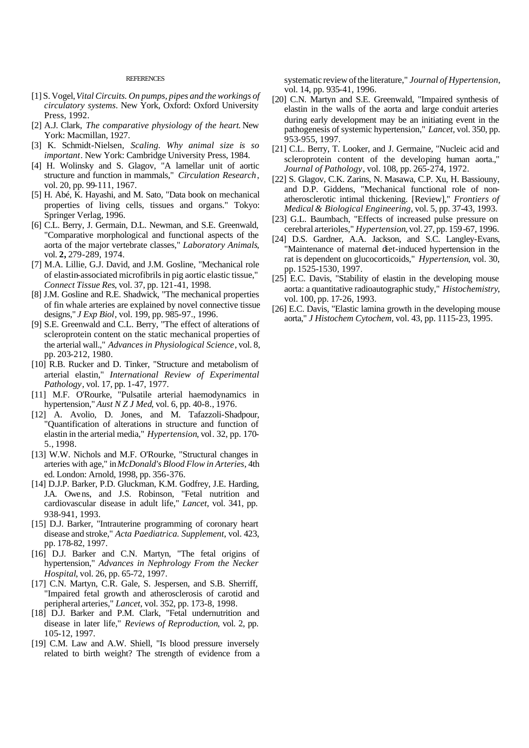## REFERENCES

[1] S. Vogel, *Vital Circuits. On pumps, pipes and the workings of circulatory systems*. New York, Oxford: Oxford University Press, 1992.

[2] A.J. Clark, *The comparative physiology of the heart*. New York: Macmillan, 1927.

[3] K. Schmidt-Nielsen, *Scaling. Why animal size is so important*. New York: Cambridge University Press, 1984.

[4] H. Wolinsky and S. Glagov, "A lamellar unit of aortic structure and function in mammals," *Circulation Research*, vol. 20, pp. 99-111, 1967.

[5] H. Abé, K. Hayashi, and M. Sato, "Data book on mechanical properties of living cells, tissues and organs." Tokyo: Springer Verlag, 1996.

[6] C.L. Berry, J. Germain, D.L. Newman, and S.E. Greenwald, "Comparative morphological and functional aspects of the aorta of the major vertebrate classes," *Laboratory Animals*, vol. **2,** 279-289, 1974.

[7] M.A. Lillie, G.J. David, and J.M. Gosline, "Mechanical role of elastin-associated microfibrils in pig aortic elastic tissue," *Connect Tissue Res*, vol. 37, pp. 121-41, 1998.

[8] J.M. Gosline and R.E. Shadwick, "The mechanical properties of fin whale arteries are explained by novel connective tissue designs," *J Exp Biol*, vol. 199, pp. 985-97., 1996.

[9] S.E. Greenwald and C.L. Berry, "The effect of alterations of scleroprotein content on the static mechanical properties of the arterial wall.," *Advances in Physiological Science*, vol. 8, pp. 203-212, 1980.

[10] R.B. Rucker and D. Tinker, "Structure and metabolism of arterial elastin," *International Review of Experimental Pathology*, vol. 17, pp. 1-47, 1977.

[11] M.F. O'Rourke, "Pulsatile arterial haemodynamics in hypertension," *Aust N Z J Med*, vol. 6, pp. 40-8., 1976.

[12] A. Avolio, D. Jones, and M. Tafazzoli-Shadpour, "Quantification of alterations in structure and function of elastin in the arterial media," *Hypertension*, vol. 32, pp. 170-5., 1998.

[13] W.W. Nichols and M.F. O'Rourke, "Structural changes in arteries with age," in *McDonald's Blood Flow in Arteries*, 4th ed. London: Arnold, 1998, pp. 356-376.

[14] D.J.P. Barker, P.D. Gluckman, K.M. Godfrey, J.E. Harding, J.A. Owens, and J.S. Robinson, "Fetal nutrition and cardiovascular disease in adult life," *Lancet*, vol. 341, pp. 938-941, 1993.

[15] D.J. Barker, "Intrauterine programming of coronary heart disease and stroke," *Acta Paediatrica. Supplement*, vol. 423, pp. 178-82, 1997.

[16] D.J. Barker and C.N. Martyn, "The fetal origins of hypertension," *Advances in Nephrology From the Necker Hospital*, vol. 26, pp. 65-72, 1997.

[17] C.N. Martyn, C.R. Gale, S. Jespersen, and S.B. Sherriff, "Impaired fetal growth and atherosclerosis of carotid and peripheral arteries," *Lancet*, vol. 352, pp. 173-8, 1998.

[18] D.J. Barker and P.M. Clark, "Fetal undernutrition and disease in later life," *Reviews of Reproduction*, vol. 2, pp. 105-12, 1997.

[19] C.M. Law and A.W. Shiell, "Is blood pressure inversely related to birth weight? The strength of evidence from a systematic review of the literature," *Journal of Hypertension*, vol. 14, pp. 935-41, 1996.

[20] C.N. Martyn and S.E. Greenwald, "Impaired synthesis of elastin in the walls of the aorta and large conduit arteries during early development may be an initiating event in the pathogenesis of systemic hypertension," *Lancet*, vol. 350, pp. 953-955, 1997.

[21] C.L. Berry, T. Looker, and J. Germaine, "Nucleic acid and scleroprotein content of the developing human aorta.," *Journal of Pathology*, vol. 108, pp. 265-274, 1972.

[22] S. Glagov, C.K. Zarins, N. Masawa, C.P. Xu, H. Bassiouny, and D.P. Giddens, "Mechanical functional role of non-atherosclerotic intimal thickening. [Review]," *Frontiers of Medical & Biological Engineering*, vol. 5, pp. 37-43, 1993.

[23] G.L. Baumbach, "Effects of increased pulse pressure on cerebral arterioles," *Hypertension*, vol. 27, pp. 159-67, 1996.

[24] D.S. Gardner, A.A. Jackson, and S.C. Langley-Evans, "Maintenance of maternal diet-induced hypertension in the rat is dependent on glucocorticoids," *Hypertension*, vol. 30, pp. 1525-1530, 1997.

[25] E.C. Davis, "Stability of elastin in the developing mouse aorta: a quantitative radioautographic study," *Histochemistry*, vol. 100, pp. 17-26, 1993.

[26] E.C. Davis, "Elastic lamina growth in the developing mouse aorta," *J Histochem Cytochem*, vol. 43, pp. 1115-23, 1995.